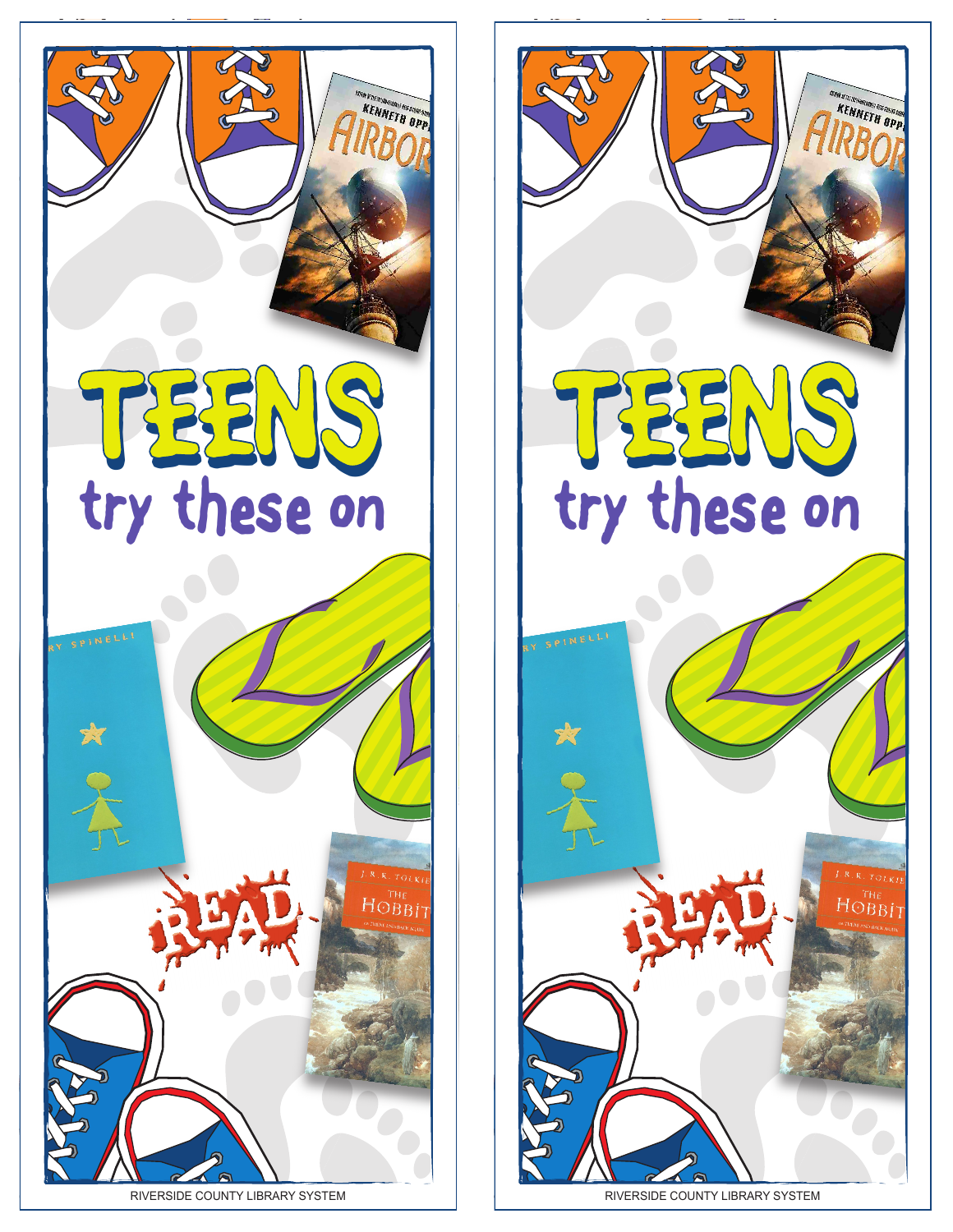# TEENS

## try these on

READ

RIVERSIDE COUNTY LIBRARY SYSTEM

# TEENS

## try these on

READ

RIVERSIDE COUNTY LIBRARY SYSTEM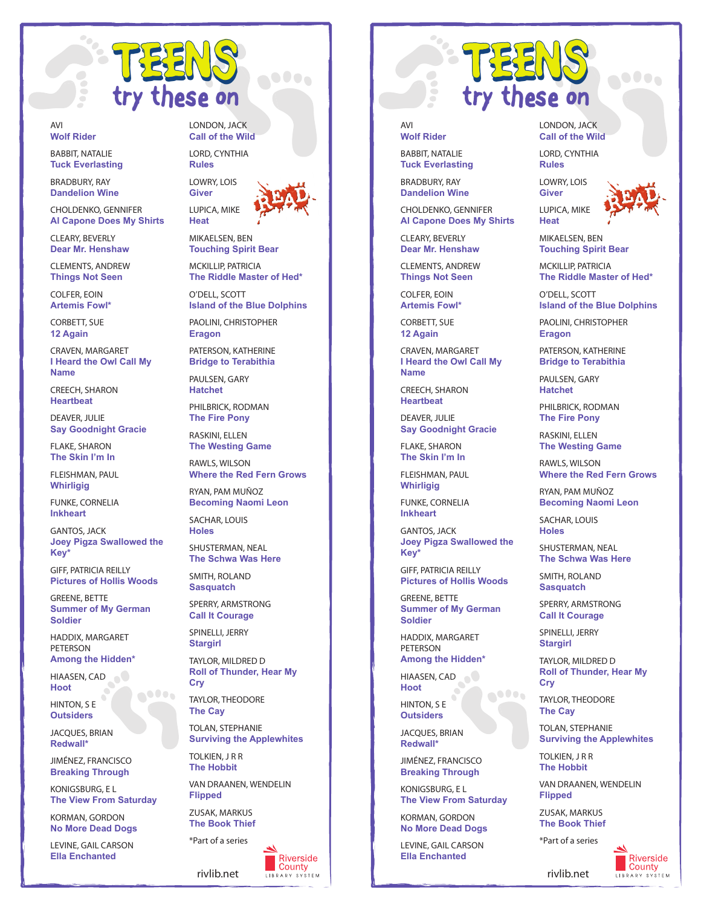# TEENS

## try these on

AVI
**Wolf Rider**

BABBIT, NATALIE
**Tuck Everlasting**

BRADBURY, RAY
**Dandelion Wine**

CHOLDENKO, GENNIFER
**Al Capone Does My Shirts**

CLEARY, BEVERLY
**Dear Mr. Henshaw**

CLEMENTS, ANDREW
**Things Not Seen**

COLFER, EOIN
**Artemis Fowl***

CORBETT, SUE
**12 Again**

CRAVEN, MARGARET
**I Heard the Owl Call My Name**

CREECH, SHARON
**Heartbeat**

DEAVER, JULIE
**Say Goodnight Gracie**

FLAKE, SHARON
**The Skin I'm In**

FLEISHMAN, PAUL
**Whirligig**

FUNKE, CORNELIA
**Inkheart**

GANTOS, JACK
**Joey Pigza Swallowed the Key***

GIFF, PATRICIA REILLY
**Pictures of Hollis Woods**

GREENE, BETTE
**Summer of My German Soldier**

HADDIX, MARGARET PETERSON
**Among the Hidden***

HIAASEN, CAD
**Hoot**

HINTON, S E
**Outsiders**

JACQUES, BRIAN
**Redwall***

JIMÉNEZ, FRANCISCO
**Breaking Through**

KONIGSBURG, E L
**The View From Saturday**

KORMAN, GORDON
**No More Dead Dogs**

LEVINE, GAIL CARSON
**Ella Enchanted**

LONDON, JACK
**Call of the Wild**

LORD, CYNTHIA
**Rules**

LOWRY, LOIS
**Giver**

LUPICA, MIKE
**Heat**

MIKAELSEN, BEN
**Touching Spirit Bear**

MCKILLIP, PATRICIA
**The Riddle Master of Hed***

O'DELL, SCOTT
**Island of the Blue Dolphins**

PAOLINI, CHRISTOPHER
**Eragon**

PATERSON, KATHERINE
**Bridge to Terabithia**

PAULSEN, GARY
**Hatchet**

PHILBRICK, RODMAN
**The Fire Pony**

RASKINI, ELLEN
**The Westing Game**

RAWLS, WILSON
**Where the Red Fern Grows**

RYAN, PAM MUÑOZ
**Becoming Naomi Leon**

SACHAR, LOUIS
**Holes**

SHUSTERMAN, NEAL
**The Schwa Was Here**

SMITH, ROLAND
**Sasquatch**

SPERRY, ARMSTRONG
**Call It Courage**

SPINELLI, JERRY
**Stargirl**

TAYLOR, MILDRED D
**Roll of Thunder, Hear My Cry**

TAYLOR, THEODORE
**The Cay**

TOLAN, STEPHANIE
**Surviving the Applewhites**

TOLKIEN, J R R
**The Hobbit**

VAN DRAANEN, WENDELIN
**Flipped**

ZUSAK, MARKUS
**The Book Thief**

*Part of a series

rivlib.net

Riverside County Library System

# TEENS

## try these on

AVI
**Wolf Rider**

BABBIT, NATALIE
**Tuck Everlasting**

BRADBURY, RAY
**Dandelion Wine**

CHOLDENKO, GENNIFER
**Al Capone Does My Shirts**

CLEARY, BEVERLY
**Dear Mr. Henshaw**

CLEMENTS, ANDREW
**Things Not Seen**

COLFER, EOIN
**Artemis Fowl***

CORBETT, SUE
**12 Again**

CRAVEN, MARGARET
**I Heard the Owl Call My Name**

CREECH, SHARON
**Heartbeat**

DEAVER, JULIE
**Say Goodnight Gracie**

FLAKE, SHARON
**The Skin I'm In**

FLEISHMAN, PAUL
**Whirligig**

FUNKE, CORNELIA
**Inkheart**

GANTOS, JACK
**Joey Pigza Swallowed the Key***

GIFF, PATRICIA REILLY
**Pictures of Hollis Woods**

GREENE, BETTE
**Summer of My German Soldier**

HADDIX, MARGARET PETERSON
**Among the Hidden***

HIAASEN, CAD
**Hoot**

HINTON, S E
**Outsiders**

JACQUES, BRIAN
**Redwall***

JIMÉNEZ, FRANCISCO
**Breaking Through**

KONIGSBURG, E L
**The View From Saturday**

KORMAN, GORDON
**No More Dead Dogs**

LEVINE, GAIL CARSON
**Ella Enchanted**

LONDON, JACK
**Call of the Wild**

LORD, CYNTHIA
**Rules**

LOWRY, LOIS
**Giver**

LUPICA, MIKE
**Heat**

MIKAELSEN, BEN
**Touching Spirit Bear**

MCKILLIP, PATRICIA
**The Riddle Master of Hed***

O'DELL, SCOTT
**Island of the Blue Dolphins**

PAOLINI, CHRISTOPHER
**Eragon**

PATERSON, KATHERINE
**Bridge to Terabithia**

PAULSEN, GARY
**Hatchet**

PHILBRICK, RODMAN
**The Fire Pony**

RASKINI, ELLEN
**The Westing Game**

RAWLS, WILSON
**Where the Red Fern Grows**

RYAN, PAM MUÑOZ
**Becoming Naomi Leon**

SACHAR, LOUIS
**Holes**

SHUSTERMAN, NEAL
**The Schwa Was Here**

SMITH, ROLAND
**Sasquatch**

SPERRY, ARMSTRONG
**Call It Courage**

SPINELLI, JERRY
**Stargirl**

TAYLOR, MILDRED D
**Roll of Thunder, Hear My Cry**

TAYLOR, THEODORE
**The Cay**

TOLAN, STEPHANIE
**Surviving the Applewhites**

TOLKIEN, J R R
**The Hobbit**

VAN DRAANEN, WENDELIN
**Flipped**

ZUSAK, MARKUS
**The Book Thief**

*Part of a series

rivlib.net

Riverside County Library System